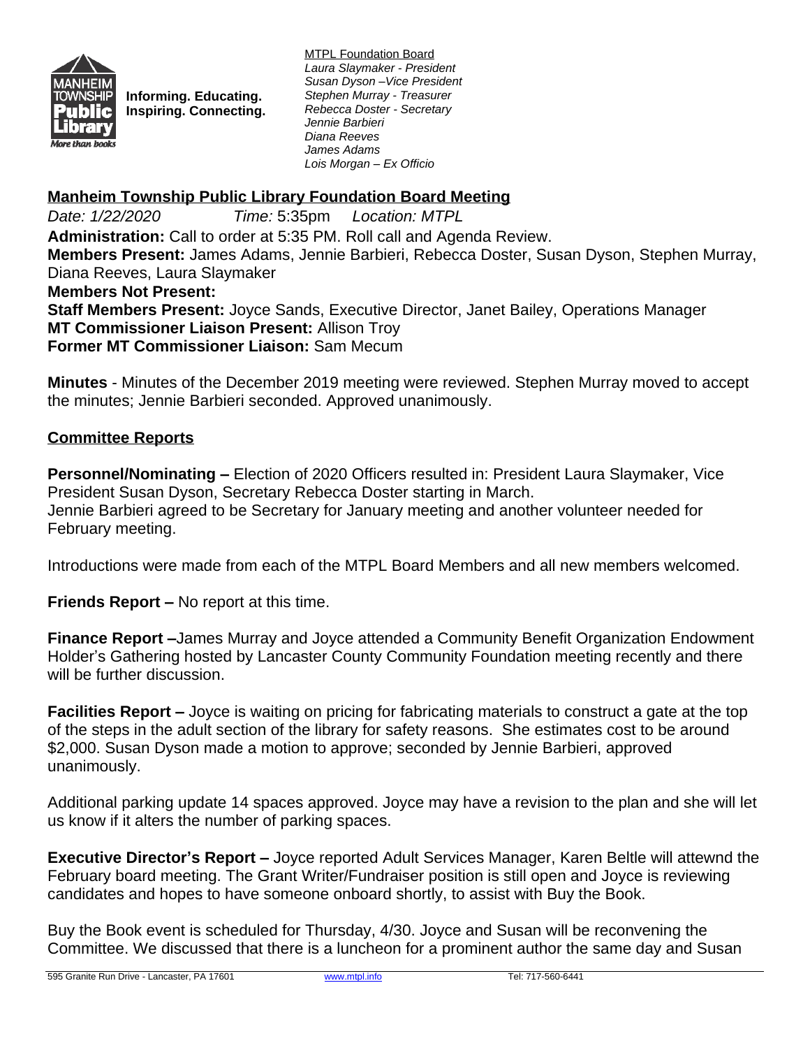Informing. Educating. Inspiring. Connecting.

MTPL Foundation Board
*Laura Slaymaker - President*
*Susan Dyson –Vice President*
*Stephen Murray - Treasurer*
*Rebecca Doster - Secretary*
*Jennie Barbieri*
*Diana Reeves*
*James Adams*
*Lois Morgan – Ex Officio*

## Manheim Township Public Library Foundation Board Meeting

*Date: 1/22/2020* *Time:* 5:35pm *Location: MTPL*

**Administration:** Call to order at 5:35 PM. Roll call and Agenda Review.
**Members Present:** James Adams, Jennie Barbieri, Rebecca Doster, Susan Dyson, Stephen Murray, Diana Reeves, Laura Slaymaker
**Members Not Present:**
**Staff Members Present:** Joyce Sands, Executive Director, Janet Bailey, Operations Manager
**MT Commissioner Liaison Present:** Allison Troy
**Former MT Commissioner Liaison:** Sam Mecum

**Minutes** - Minutes of the December 2019 meeting were reviewed. Stephen Murray moved to accept the minutes; Jennie Barbieri seconded. Approved unanimously.

### Committee Reports

**Personnel/Nominating –** Election of 2020 Officers resulted in: President Laura Slaymaker, Vice President Susan Dyson, Secretary Rebecca Doster starting in March.
Jennie Barbieri agreed to be Secretary for January meeting and another volunteer needed for February meeting.

Introductions were made from each of the MTPL Board Members and all new members welcomed.

**Friends Report –** No report at this time.

**Finance Report –**James Murray and Joyce attended a Community Benefit Organization Endowment Holder's Gathering hosted by Lancaster County Community Foundation meeting recently and there will be further discussion.

**Facilities Report –** Joyce is waiting on pricing for fabricating materials to construct a gate at the top of the steps in the adult section of the library for safety reasons. She estimates cost to be around $2,000. Susan Dyson made a motion to approve; seconded by Jennie Barbieri, approved unanimously.

Additional parking update 14 spaces approved. Joyce may have a revision to the plan and she will let us know if it alters the number of parking spaces.

**Executive Director's Report –** Joyce reported Adult Services Manager, Karen Beltle will attewnd the February board meeting. The Grant Writer/Fundraiser position is still open and Joyce is reviewing candidates and hopes to have someone onboard shortly, to assist with Buy the Book.

Buy the Book event is scheduled for Thursday, 4/30. Joyce and Susan will be reconvening the Committee. We discussed that there is a luncheon for a prominent author the same day and Susan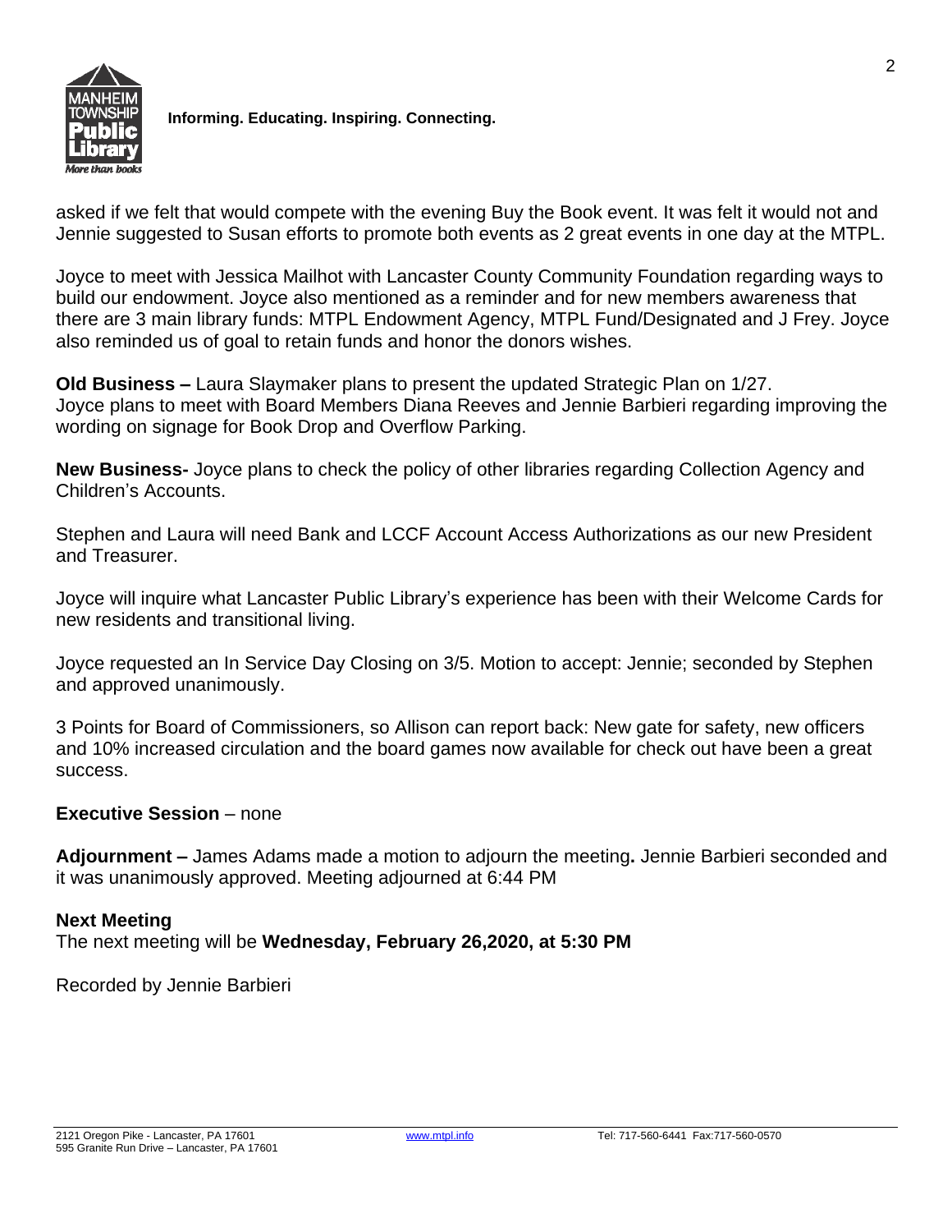asked if we felt that would compete with the evening Buy the Book event. It was felt it would not and Jennie suggested to Susan efforts to promote both events as 2 great events in one day at the MTPL.

Joyce to meet with Jessica Mailhot with Lancaster County Community Foundation regarding ways to build our endowment. Joyce also mentioned as a reminder and for new members awareness that there are 3 main library funds: MTPL Endowment Agency, MTPL Fund/Designated and J Frey. Joyce also reminded us of goal to retain funds and honor the donors wishes.

**Old Business –** Laura Slaymaker plans to present the updated Strategic Plan on 1/27. Joyce plans to meet with Board Members Diana Reeves and Jennie Barbieri regarding improving the wording on signage for Book Drop and Overflow Parking.

**New Business-** Joyce plans to check the policy of other libraries regarding Collection Agency and Children's Accounts.

Stephen and Laura will need Bank and LCCF Account Access Authorizations as our new President and Treasurer.

Joyce will inquire what Lancaster Public Library's experience has been with their Welcome Cards for new residents and transitional living.

Joyce requested an In Service Day Closing on 3/5. Motion to accept: Jennie; seconded by Stephen and approved unanimously.

3 Points for Board of Commissioners, so Allison can report back: New gate for safety, new officers and 10% increased circulation and the board games now available for check out have been a great success.

**Executive Session** – none

**Adjournment –** James Adams made a motion to adjourn the meeting**.** Jennie Barbieri seconded and it was unanimously approved. Meeting adjourned at 6:44 PM

**Next Meeting**
The next meeting will be **Wednesday, February 26,2020, at 5:30 PM**

Recorded by Jennie Barbieri

2121 Oregon Pike - Lancaster, PA 17601
595 Granite Run Drive – Lancaster, PA 17601
www.mtpl.info
Tel: 717-560-6441 Fax:717-560-0570